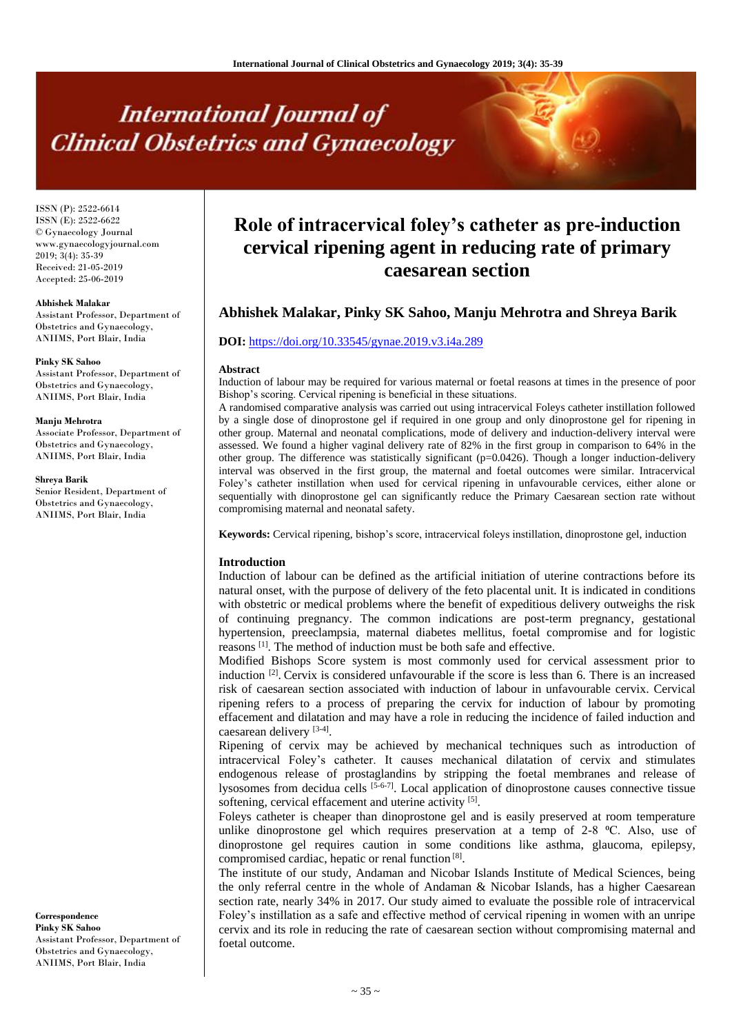# Role of intracervical foley's catheter as pre-induction cervical ripening agent in reducing rate of primary caesarean section

ISSN (P): 2522-6614
ISSN (E): 2522-6622
© Gynaecology Journal
www.gynaecologyjournal.com
2019; 3(4): 35-39
Received: 21-05-2019
Accepted: 25-06-2019

**Abhishek Malakar, Pinky SK Sahoo, Manju Mehrotra and Shreya Barik**

**Abhishek Malakar**
Assistant Professor, Department of Obstetrics and Gynaecology, ANIIMS, Port Blair, India

**Pinky SK Sahoo**
Assistant Professor, Department of Obstetrics and Gynaecology, ANIIMS, Port Blair, India

**Manju Mehrotra**
Associate Professor, Department of Obstetrics and Gynaecology, ANIIMS, Port Blair, India

**Shreya Barik**
Senior Resident, Department of Obstetrics and Gynaecology, ANIIMS, Port Blair, India

**Correspondence**
**Pinky SK Sahoo**
Assistant Professor, Department of Obstetrics and Gynaecology, ANIIMS, Port Blair, India

**DOI:** https://doi.org/10.33545/gynae.2019.v3.i4a.289

## Abstract

Induction of labour may be required for various maternal or foetal reasons at times in the presence of poor Bishop's scoring. Cervical ripening is beneficial in these situations.

A randomised comparative analysis was carried out using intracervical Foleys catheter instillation followed by a single dose of dinoprostone gel if required in one group and only dinoprostone gel for ripening in other group. Maternal and neonatal complications, mode of delivery and induction-delivery interval were assessed. We found a higher vaginal delivery rate of 82% in the first group in comparison to 64% in the other group. The difference was statistically significant (p=0.0426). Though a longer induction-delivery interval was observed in the first group, the maternal and foetal outcomes were similar. Intracervical Foley's catheter instillation when used for cervical ripening in unfavourable cervices, either alone or sequentially with dinoprostone gel can significantly reduce the Primary Caesarean section rate without compromising maternal and neonatal safety.

**Keywords:** Cervical ripening, bishop's score, intracervical foleys instillation, dinoprostone gel, induction

## Introduction

Induction of labour can be defined as the artificial initiation of uterine contractions before its natural onset, with the purpose of delivery of the feto placental unit. It is indicated in conditions with obstetric or medical problems where the benefit of expeditious delivery outweighs the risk of continuing pregnancy. The common indications are post-term pregnancy, gestational hypertension, preeclampsia, maternal diabetes mellitus, foetal compromise and for logistic reasons [1]. The method of induction must be both safe and effective.

Modified Bishops Score system is most commonly used for cervical assessment prior to induction [2]. Cervix is considered unfavourable if the score is less than 6. There is an increased risk of caesarean section associated with induction of labour in unfavourable cervix. Cervical ripening refers to a process of preparing the cervix for induction of labour by promoting effacement and dilatation and may have a role in reducing the incidence of failed induction and caesarean delivery [3-4].

Ripening of cervix may be achieved by mechanical techniques such as introduction of intracervical Foley's catheter. It causes mechanical dilatation of cervix and stimulates endogenous release of prostaglandins by stripping the foetal membranes and release of lysosomes from decidua cells [5-6-7]. Local application of dinoprostone causes connective tissue softening, cervical effacement and uterine activity [5].

Foleys catheter is cheaper than dinoprostone gel and is easily preserved at room temperature unlike dinoprostone gel which requires preservation at a temp of 2-8 ºC. Also, use of dinoprostone gel requires caution in some conditions like asthma, glaucoma, epilepsy, compromised cardiac, hepatic or renal function [8].

The institute of our study, Andaman and Nicobar Islands Institute of Medical Sciences, being the only referral centre in the whole of Andaman & Nicobar Islands, has a higher Caesarean section rate, nearly 34% in 2017. Our study aimed to evaluate the possible role of intracervical Foley's instillation as a safe and effective method of cervical ripening in women with an unripe cervix and its role in reducing the rate of caesarean section without compromising maternal and foetal outcome.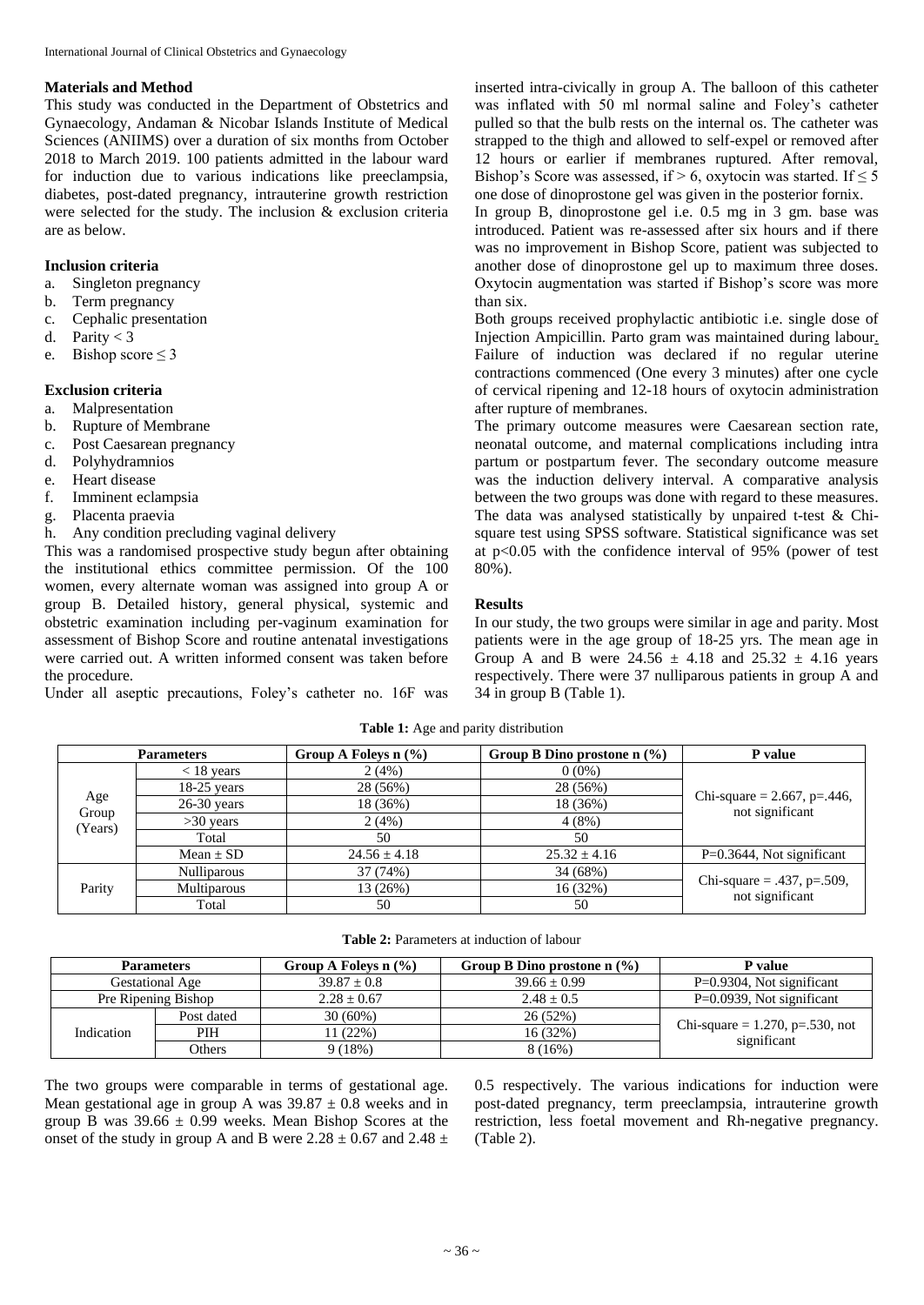## Materials and Method

This study was conducted in the Department of Obstetrics and Gynaecology, Andaman & Nicobar Islands Institute of Medical Sciences (ANIIMS) over a duration of six months from October 2018 to March 2019. 100 patients admitted in the labour ward for induction due to various indications like preeclampsia, diabetes, post-dated pregnancy, intrauterine growth restriction were selected for the study. The inclusion & exclusion criteria are as below.

### Inclusion criteria

a. Singleton pregnancy
b. Term pregnancy
c. Cephalic presentation
d. Parity < 3
e. Bishop score ≤ 3

### Exclusion criteria

a. Malpresentation
b. Rupture of Membrane
c. Post Caesarean pregnancy
d. Polyhydramnios
e. Heart disease
f. Imminent eclampsia
g. Placenta praevia
h. Any condition precluding vaginal delivery

This was a randomised prospective study begun after obtaining the institutional ethics committee permission. Of the 100 women, every alternate woman was assigned into group A or group B. Detailed history, general physical, systemic and obstetric examination including per-vaginum examination for assessment of Bishop Score and routine antenatal investigations were carried out. A written informed consent was taken before the procedure.

Under all aseptic precautions, Foley's catheter no. 16F was inserted intra-civically in group A. The balloon of this catheter was inflated with 50 ml normal saline and Foley's catheter pulled so that the bulb rests on the internal os. The catheter was strapped to the thigh and allowed to self-expel or removed after 12 hours or earlier if membranes ruptured. After removal, Bishop's Score was assessed, if > 6, oxytocin was started. If ≤ 5 one dose of dinoprostone gel was given in the posterior fornix.

In group B, dinoprostone gel i.e. 0.5 mg in 3 gm. base was introduced. Patient was re-assessed after six hours and if there was no improvement in Bishop Score, patient was subjected to another dose of dinoprostone gel up to maximum three doses. Oxytocin augmentation was started if Bishop's score was more than six.

Both groups received prophylactic antibiotic i.e. single dose of Injection Ampicillin. Parto gram was maintained during labour. Failure of induction was declared if no regular uterine contractions commenced (One every 3 minutes) after one cycle of cervical ripening and 12-18 hours of oxytocin administration after rupture of membranes.

The primary outcome measures were Caesarean section rate, neonatal outcome, and maternal complications including intra partum or postpartum fever. The secondary outcome measure was the induction delivery interval. A comparative analysis between the two groups was done with regard to these measures. The data was analysed statistically by unpaired t-test & Chi-square test using SPSS software. Statistical significance was set at $p<0.05$ with the confidence interval of 95% (power of test 80%).

## Results

In our study, the two groups were similar in age and parity. Most patients were in the age group of 18-25 yrs. The mean age in Group A and B were 24.56 ± 4.18 and 25.32 ± 4.16 years respectively. There were 37 nulliparous patients in group A and 34 in group B (Table 1).

**Table 1:** Age and parity distribution

| Parameters | | Group A Foleys n (%) | Group B Dino prostone n (%) | P value |
|---|---|---|---|---|
| Age Group (Years) | < 18 years | 2 (4%) | 0 (0%) | Chi-square = 2.667, p=.446, not significant |
| | 18-25 years | 28 (56%) | 28 (56%) | |
| | 26-30 years | 18 (36%) | 18 (36%) | |
| | >30 years | 2 (4%) | 4 (8%) | |
| | Total | 50 | 50 | |
| | Mean ± SD | 24.56 ± 4.18 | 25.32 ± 4.16 | P=0.3644, Not significant |
| Parity | Nulliparous | 37 (74%) | 34 (68%) | Chi-square = .437, p=.509, not significant |
| | Multiparous | 13 (26%) | 16 (32%) | |
| | Total | 50 | 50 | |

**Table 2:** Parameters at induction of labour

| Parameters | | Group A Foleys n (%) | Group B Dino prostone n (%) | P value |
|---|---|---|---|---|
| Gestational Age | | 39.87 ± 0.8 | 39.66 ± 0.99 | P=0.9304, Not significant |
| Pre Ripening Bishop | | 2.28 ± 0.67 | 2.48 ± 0.5 | P=0.0939, Not significant |
| Indication | Post dated | 30 (60%) | 26 (52%) | Chi-square = 1.270, p=.530, not significant |
| | PIH | 11 (22%) | 16 (32%) | |
| | Others | 9 (18%) | 8 (16%) | |

The two groups were comparable in terms of gestational age. Mean gestational age in group A was 39.87 ± 0.8 weeks and in group B was 39.66 ± 0.99 weeks. Mean Bishop Scores at the onset of the study in group A and B were 2.28 ± 0.67 and 2.48 ± 0.5 respectively. The various indications for induction were post-dated pregnancy, term preeclampsia, intrauterine growth restriction, less foetal movement and Rh-negative pregnancy. (Table 2).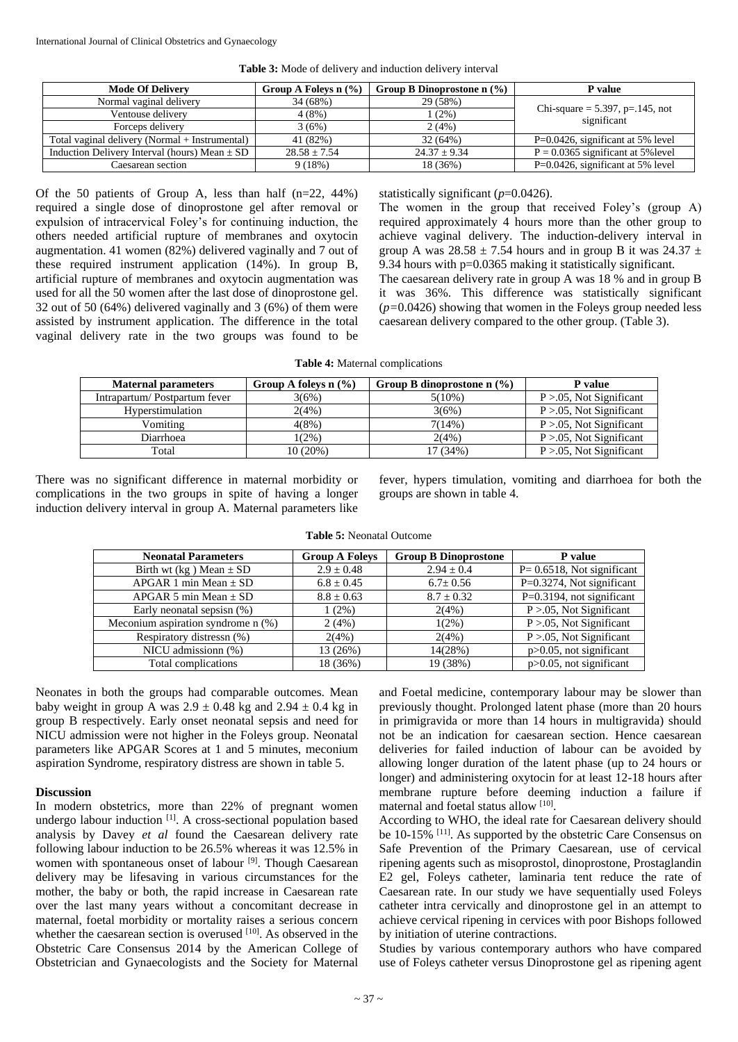**Table 3:** Mode of delivery and induction delivery interval

| Mode Of Delivery | Group A Foleys n (%) | Group B Dinoprostone n (%) | P value |
|---|---|---|---|
| Normal vaginal delivery | 34 (68%) | 29 (58%) | Chi-square = 5.397, p=.145, not significant |
| Ventouse delivery | 4 (8%) | 1 (2%) | |
| Forceps delivery | 3 (6%) | 2 (4%) | |
| Total vaginal delivery (Normal + Instrumental) | 41 (82%) | 32 (64%) | P=0.0426, significant at 5% level |
| Induction Delivery Interval (hours) Mean ± SD | 28.58 ± 7.54 | 24.37 ± 9.34 | P = 0.0365 significant at 5%level |
| Caesarean section | 9 (18%) | 18 (36%) | P=0.0426, significant at 5% level |

Of the 50 patients of Group A, less than half (n=22, 44%) required a single dose of dinoprostone gel after removal or expulsion of intracervical Foley's for continuing induction, the others needed artificial rupture of membranes and oxytocin augmentation. 41 women (82%) delivered vaginally and 7 out of these required instrument application (14%). In group B, artificial rupture of membranes and oxytocin augmentation was used for all the 50 women after the last dose of dinoprostone gel. 32 out of 50 (64%) delivered vaginally and 3 (6%) of them were assisted by instrument application. The difference in the total vaginal delivery rate in the two groups was found to be statistically significant (*p*=0.0426).

The women in the group that received Foley's (group A) required approximately 4 hours more than the other group to achieve vaginal delivery. The induction-delivery interval in group A was 28.58 ± 7.54 hours and in group B it was 24.37 ± 9.34 hours with p=0.0365 making it statistically significant.

The caesarean delivery rate in group A was 18 % and in group B it was 36%. This difference was statistically significant (*p=*0.0426) showing that women in the Foleys group needed less caesarean delivery compared to the other group. (Table 3).

**Table 4:** Maternal complications

| Maternal parameters | Group A foleys n (%) | Group B dinoprostone n (%) | P value |
|---|---|---|---|
| Intrapartum/ Postpartum fever | 3(6%) | 5(10%) | P >.05, Not Significant |
| Hyperstimulation | 2(4%) | 3(6%) | P >.05, Not Significant |
| Vomiting | 4(8%) | 7(14%) | P >.05, Not Significant |
| Diarrhoea | 1(2%) | 2(4%) | P >.05, Not Significant |
| Total | 10 (20%) | 17 (34%) | P >.05, Not Significant |

There was no significant difference in maternal morbidity or complications in the two groups in spite of having a longer induction delivery interval in group A. Maternal parameters like fever, hypers timulation, vomiting and diarrhoea for both the groups are shown in table 4.

**Table 5:** Neonatal Outcome

| Neonatal Parameters | Group A Foleys | Group B Dinoprostone | P value |
|---|---|---|---|
| Birth wt (kg ) Mean ± SD | 2.9 ± 0.48 | 2.94 ± 0.4 | P= 0.6518, Not significant |
| APGAR 1 min Mean ± SD | 6.8 ± 0.45 | 6.7± 0.56 | P=0.3274, Not significant |
| APGAR 5 min Mean ± SD | 8.8 ± 0.63 | 8.7 ± 0.32 | P=0.3194, not significant |
| Early neonatal sepsisn (%) | 1 (2%) | 2(4%) | P >.05, Not Significant |
| Meconium aspiration syndrome n (%) | 2 (4%) | 1(2%) | P >.05, Not Significant |
| Respiratory distressn (%) | 2(4%) | 2(4%) | P >.05, Not Significant |
| NICU admissionn (%) | 13 (26%) | 14(28%) | p>0.05, not significant |
| Total complications | 18 (36%) | 19 (38%) | p>0.05, not significant |

Neonates in both the groups had comparable outcomes. Mean baby weight in group A was 2.9 ± 0.48 kg and 2.94 ± 0.4 kg in group B respectively. Early onset neonatal sepsis and need for NICU admission were not higher in the Foleys group. Neonatal parameters like APGAR Scores at 1 and 5 minutes, meconium aspiration Syndrome, respiratory distress are shown in table 5.

## Discussion

In modern obstetrics, more than 22% of pregnant women undergo labour induction [1]. A cross-sectional population based analysis by Davey *et al* found the Caesarean delivery rate following labour induction to be 26.5% whereas it was 12.5% in women with spontaneous onset of labour [9]. Though Caesarean delivery may be lifesaving in various circumstances for the mother, the baby or both, the rapid increase in Caesarean rate over the last many years without a concomitant decrease in maternal, foetal morbidity or mortality raises a serious concern whether the caesarean section is overused [10]. As observed in the Obstetric Care Consensus 2014 by the American College of Obstetrician and Gynaecologists and the Society for Maternal and Foetal medicine, contemporary labour may be slower than previously thought. Prolonged latent phase (more than 20 hours in primigravida or more than 14 hours in multigravida) should not be an indication for caesarean section. Hence caesarean deliveries for failed induction of labour can be avoided by allowing longer duration of the latent phase (up to 24 hours or longer) and administering oxytocin for at least 12-18 hours after membrane rupture before deeming induction a failure if maternal and foetal status allow [10].

According to WHO, the ideal rate for Caesarean delivery should be 10-15% [11]. As supported by the obstetric Care Consensus on Safe Prevention of the Primary Caesarean, use of cervical ripening agents such as misoprostol, dinoprostone, Prostaglandin E2 gel, Foleys catheter, laminaria tent reduce the rate of Caesarean rate. In our study we have sequentially used Foleys catheter intra cervically and dinoprostone gel in an attempt to achieve cervical ripening in cervices with poor Bishops followed by initiation of uterine contractions.

Studies by various contemporary authors who have compared use of Foleys catheter versus Dinoprostone gel as ripening agent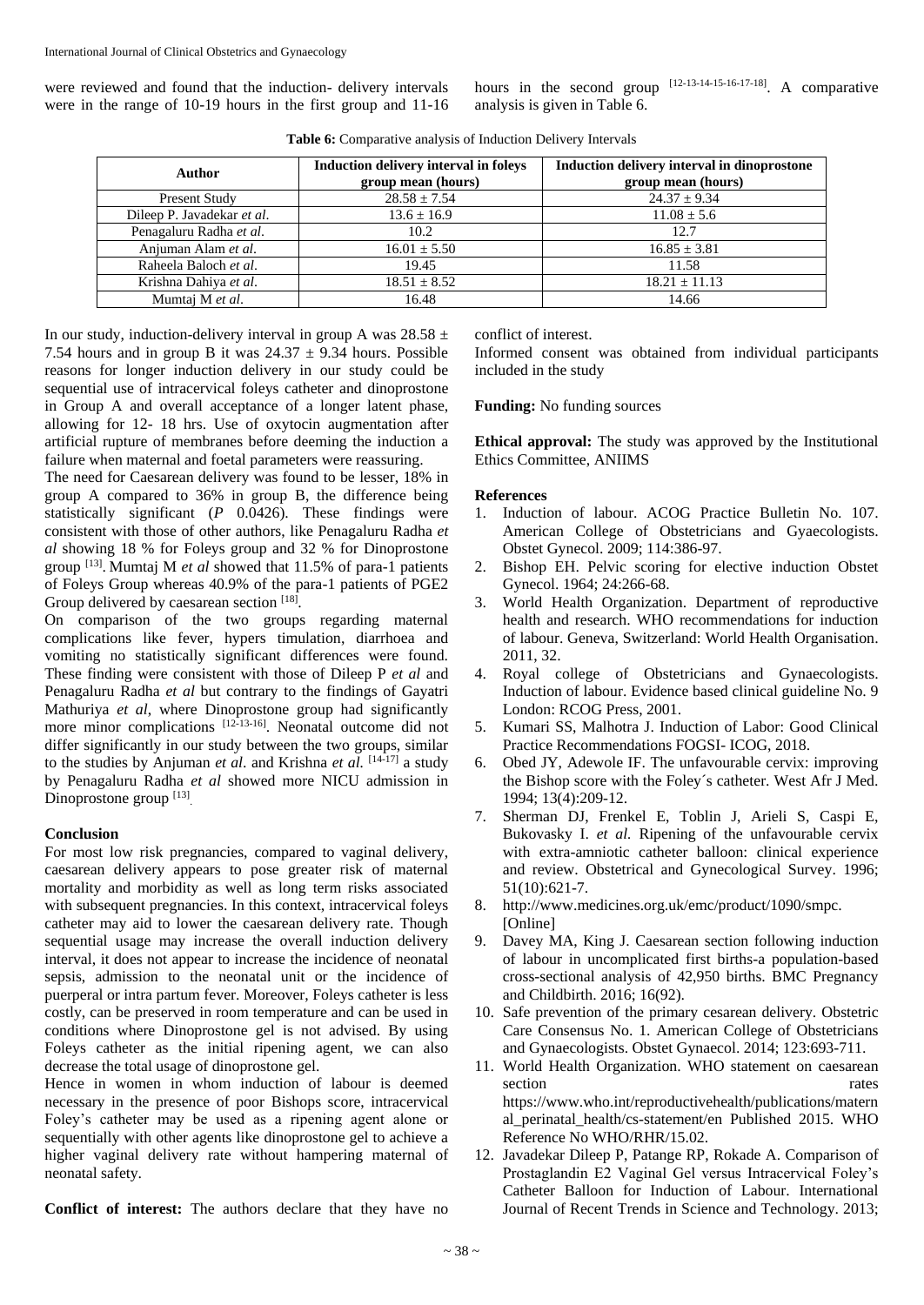were reviewed and found that the induction- delivery intervals were in the range of 10-19 hours in the first group and 11-16 hours in the second group [12-13-14-15-16-17-18]. A comparative analysis is given in Table 6.

**Table 6:** Comparative analysis of Induction Delivery Intervals

| Author | Induction delivery interval in foleys group mean (hours) | Induction delivery interval in dinoprostone group mean (hours) |
|---|---|---|
| Present Study | 28.58 ± 7.54 | 24.37 ± 9.34 |
| Dileep P. Javadekar *et al*. | 13.6 ± 16.9 | 11.08 ± 5.6 |
| Penagaluru Radha *et al*. | 10.2 | 12.7 |
| Anjuman Alam *et al*. | 16.01 ± 5.50 | 16.85 ± 3.81 |
| Raheela Baloch *et al*. | 19.45 | 11.58 |
| Krishna Dahiya *et al*. | 18.51 ± 8.52 | 18.21 ± 11.13 |
| Mumtaj M *et al*. | 16.48 | 14.66 |

In our study, induction-delivery interval in group A was 28.58 ± 7.54 hours and in group B it was 24.37 ± 9.34 hours. Possible reasons for longer induction delivery in our study could be sequential use of intracervical foleys catheter and dinoprostone in Group A and overall acceptance of a longer latent phase, allowing for 12- 18 hrs. Use of oxytocin augmentation after artificial rupture of membranes before deeming the induction a failure when maternal and foetal parameters were reassuring.

The need for Caesarean delivery was found to be lesser, 18% in group A compared to 36% in group B, the difference being statistically significant (*P* 0.0426). These findings were consistent with those of other authors, like Penagaluru Radha *et al* showing 18 % for Foleys group and 32 % for Dinoprostone group [13]. Mumtaj M *et al* showed that 11.5% of para-1 patients of Foleys Group whereas 40.9% of the para-1 patients of PGE2 Group delivered by caesarean section [18].

On comparison of the two groups regarding maternal complications like fever, hypers timulation, diarrhoea and vomiting no statistically significant differences were found. These finding were consistent with those of Dileep P *et al* and Penagaluru Radha *et al* but contrary to the findings of Gayatri Mathuriya *et al*, where Dinoprostone group had significantly more minor complications [12-13-16]. Neonatal outcome did not differ significantly in our study between the two groups, similar to the studies by Anjuman *et al*. and Krishna *et al*. [14-17] a study by Penagaluru Radha *et al* showed more NICU admission in Dinoprostone group [13].

## Conclusion

For most low risk pregnancies, compared to vaginal delivery, caesarean delivery appears to pose greater risk of maternal mortality and morbidity as well as long term risks associated with subsequent pregnancies. In this context, intracervical foleys catheter may aid to lower the caesarean delivery rate. Though sequential usage may increase the overall induction delivery interval, it does not appear to increase the incidence of neonatal sepsis, admission to the neonatal unit or the incidence of puerperal or intra partum fever. Moreover, Foleys catheter is less costly, can be preserved in room temperature and can be used in conditions where Dinoprostone gel is not advised. By using Foleys catheter as the initial ripening agent, we can also decrease the total usage of dinoprostone gel.

Hence in women in whom induction of labour is deemed necessary in the presence of poor Bishops score, intracervical Foley's catheter may be used as a ripening agent alone or sequentially with other agents like dinoprostone gel to achieve a higher vaginal delivery rate without hampering maternal of neonatal safety.

**Conflict of interest:** The authors declare that they have no conflict of interest.

Informed consent was obtained from individual participants included in the study

**Funding:** No funding sources

**Ethical approval:** The study was approved by the Institutional Ethics Committee, ANIIMS

## References

1. Induction of labour. ACOG Practice Bulletin No. 107. American College of Obstetricians and Gyaecologists. Obstet Gynecol. 2009; 114:386-97.
2. Bishop EH. Pelvic scoring for elective induction Obstet Gynecol. 1964; 24:266-68.
3. World Health Organization. Department of reproductive health and research. WHO recommendations for induction of labour. Geneva, Switzerland: World Health Organisation. 2011, 32.
4. Royal college of Obstetricians and Gynaecologists. Induction of labour. Evidence based clinical guideline No. 9 London: RCOG Press, 2001.
5. Kumari SS, Malhotra J. Induction of Labor: Good Clinical Practice Recommendations FOGSI- ICOG, 2018.
6. Obed JY, Adewole IF. The unfavourable cervix: improving the Bishop score with the Foley´s catheter. West Afr J Med. 1994; 13(4):209-12.
7. Sherman DJ, Frenkel E, Toblin J, Arieli S, Caspi E, Bukovasky I. *et al.* Ripening of the unfavourable cervix with extra-amniotic catheter balloon: clinical experience and review. Obstetrical and Gynecological Survey. 1996; 51(10):621-7.
8. http://www.medicines.org.uk/emc/product/1090/smpc. [Online]
9. Davey MA, King J. Caesarean section following induction of labour in uncomplicated first births-a population-based cross-sectional analysis of 42,950 births. BMC Pregnancy and Childbirth. 2016; 16(92).
10. Safe prevention of the primary cesarean delivery. Obstetric Care Consensus No. 1. American College of Obstetricians and Gynaecologists. Obstet Gynaecol. 2014; 123:693-711.
11. World Health Organization. WHO statement on caesarean section rates https://www.who.int/reproductivehealth/publications/maternal_perinatal_health/cs-statement/en Published 2015. WHO Reference No WHO/RHR/15.02.
12. Javadekar Dileep P, Patange RP, Rokade A. Comparison of Prostaglandin E2 Vaginal Gel versus Intracervical Foley's Catheter Balloon for Induction of Labour. International Journal of Recent Trends in Science and Technology. 2013;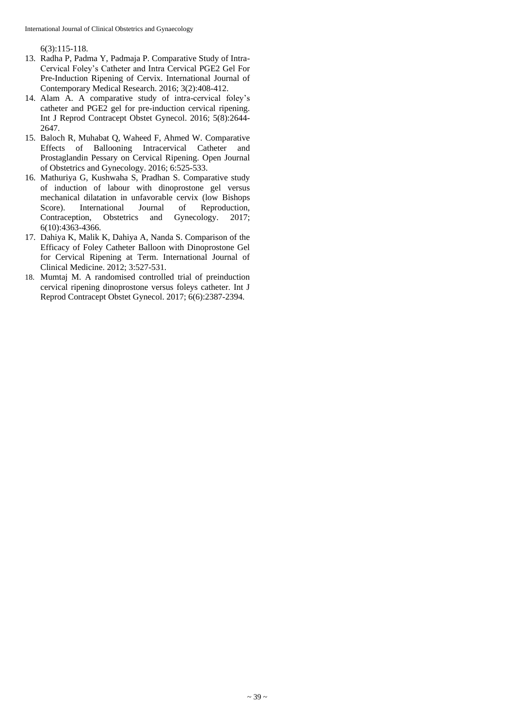6(3):115-118.

13. Radha P, Padma Y, Padmaja P. Comparative Study of Intra-Cervical Foley's Catheter and Intra Cervical PGE2 Gel For Pre-Induction Ripening of Cervix. International Journal of Contemporary Medical Research. 2016; 3(2):408-412.
14. Alam A. A comparative study of intra-cervical foley's catheter and PGE2 gel for pre-induction cervical ripening. Int J Reprod Contracept Obstet Gynecol. 2016; 5(8):2644-2647.
15. Baloch R, Muhabat Q, Waheed F, Ahmed W. Comparative Effects of Ballooning Intracervical Catheter and Prostaglandin Pessary on Cervical Ripening. Open Journal of Obstetrics and Gynecology. 2016; 6:525-533.
16. Mathuriya G, Kushwaha S, Pradhan S. Comparative study of induction of labour with dinoprostone gel versus mechanical dilatation in unfavorable cervix (low Bishops Score). International Journal of Reproduction, Contraception, Obstetrics and Gynecology. 2017; 6(10):4363-4366.
17. Dahiya K, Malik K, Dahiya A, Nanda S. Comparison of the Efficacy of Foley Catheter Balloon with Dinoprostone Gel for Cervical Ripening at Term. International Journal of Clinical Medicine. 2012; 3:527-531.
18. Mumtaj M. A randomised controlled trial of preinduction cervical ripening dinoprostone versus foleys catheter. Int J Reprod Contracept Obstet Gynecol. 2017; 6(6):2387-2394.